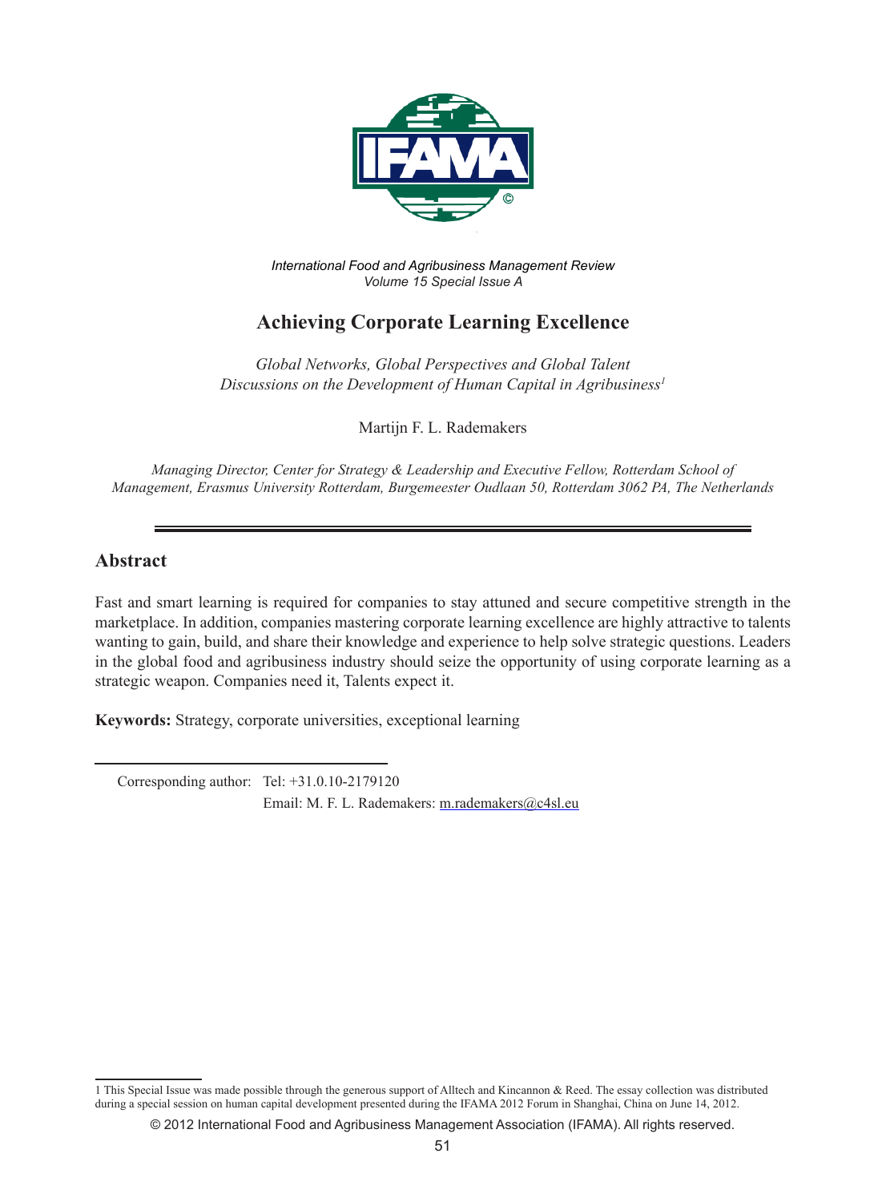*International Food and Agribusiness Management Review*
*Volume 15 Special Issue A*

# Achieving Corporate Learning Excellence

*Global Networks, Global Perspectives and Global Talent*
*Discussions on the Development of Human Capital in Agribusiness*[1]

Martijn F. L. Rademakers

*Managing Director, Center for Strategy & Leadership and Executive Fellow, Rotterdam School of Management, Erasmus University Rotterdam, Burgemeester Oudlaan 50, Rotterdam 3062 PA, The Netherlands*

## Abstract

Fast and smart learning is required for companies to stay attuned and secure competitive strength in the marketplace. In addition, companies mastering corporate learning excellence are highly attractive to talents wanting to gain, build, and share their knowledge and experience to help solve strategic questions. Leaders in the global food and agribusiness industry should seize the opportunity of using corporate learning as a strategic weapon. Companies need it, Talents expect it.

**Keywords:** Strategy, corporate universities, exceptional learning

Corresponding author: Tel: +31.0.10-2179120
Email: M. F. L. Rademakers: m.rademakers@c4sl.eu

1 This Special Issue was made possible through the generous support of Alltech and Kincannon & Reed. The essay collection was distributed during a special session on human capital development presented during the IFAMA 2012 Forum in Shanghai, China on June 14, 2012.

© 2012 International Food and Agribusiness Management Association (IFAMA). All rights reserved.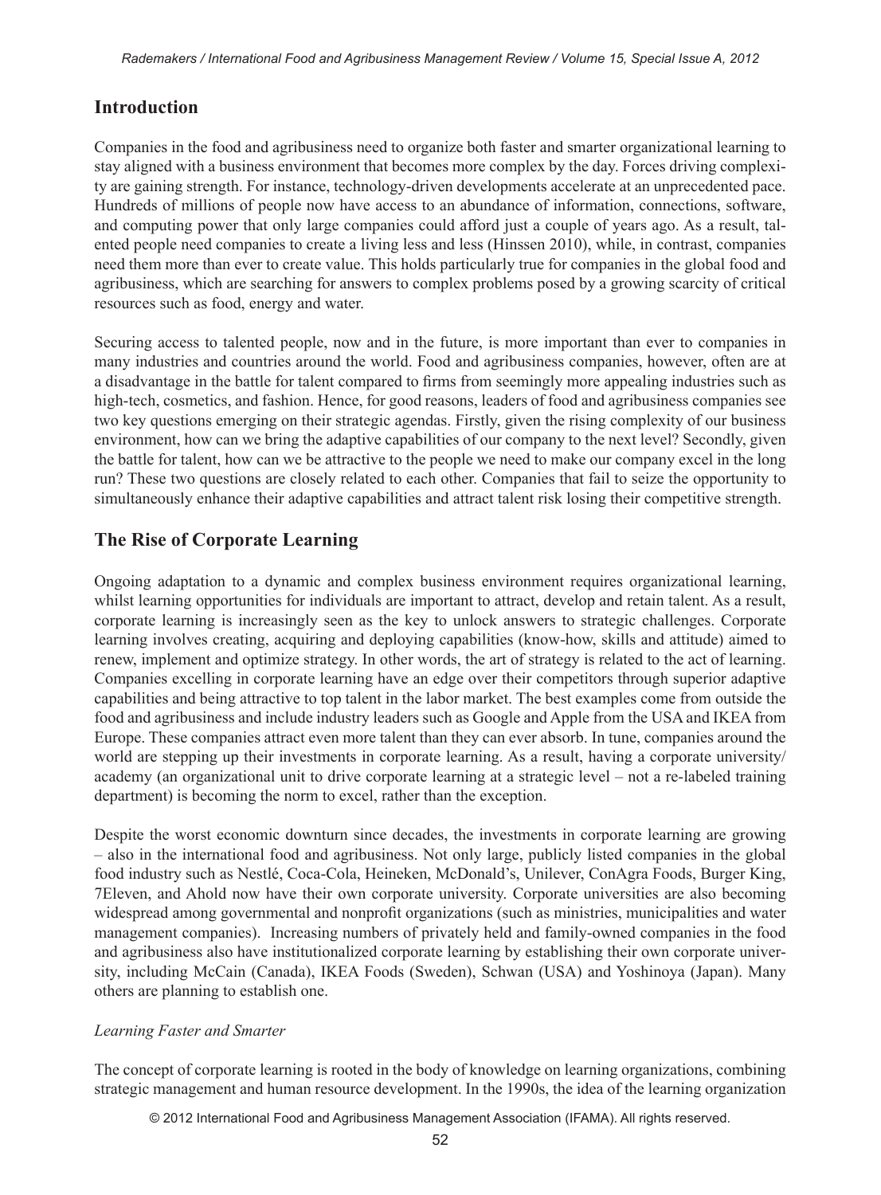## Introduction

Companies in the food and agribusiness need to organize both faster and smarter organizational learning to stay aligned with a business environment that becomes more complex by the day. Forces driving complexity are gaining strength. For instance, technology-driven developments accelerate at an unprecedented pace. Hundreds of millions of people now have access to an abundance of information, connections, software, and computing power that only large companies could afford just a couple of years ago. As a result, talented people need companies to create a living less and less (Hinssen 2010), while, in contrast, companies need them more than ever to create value. This holds particularly true for companies in the global food and agribusiness, which are searching for answers to complex problems posed by a growing scarcity of critical resources such as food, energy and water.

Securing access to talented people, now and in the future, is more important than ever to companies in many industries and countries around the world. Food and agribusiness companies, however, often are at a disadvantage in the battle for talent compared to firms from seemingly more appealing industries such as high-tech, cosmetics, and fashion. Hence, for good reasons, leaders of food and agribusiness companies see two key questions emerging on their strategic agendas. Firstly, given the rising complexity of our business environment, how can we bring the adaptive capabilities of our company to the next level? Secondly, given the battle for talent, how can we be attractive to the people we need to make our company excel in the long run? These two questions are closely related to each other. Companies that fail to seize the opportunity to simultaneously enhance their adaptive capabilities and attract talent risk losing their competitive strength.

## The Rise of Corporate Learning

Ongoing adaptation to a dynamic and complex business environment requires organizational learning, whilst learning opportunities for individuals are important to attract, develop and retain talent. As a result, corporate learning is increasingly seen as the key to unlock answers to strategic challenges. Corporate learning involves creating, acquiring and deploying capabilities (know-how, skills and attitude) aimed to renew, implement and optimize strategy. In other words, the art of strategy is related to the act of learning. Companies excelling in corporate learning have an edge over their competitors through superior adaptive capabilities and being attractive to top talent in the labor market. The best examples come from outside the food and agribusiness and include industry leaders such as Google and Apple from the USA and IKEA from Europe. These companies attract even more talent than they can ever absorb. In tune, companies around the world are stepping up their investments in corporate learning. As a result, having a corporate university/academy (an organizational unit to drive corporate learning at a strategic level – not a re-labeled training department) is becoming the norm to excel, rather than the exception.

Despite the worst economic downturn since decades, the investments in corporate learning are growing – also in the international food and agribusiness. Not only large, publicly listed companies in the global food industry such as Nestlé, Coca-Cola, Heineken, McDonald's, Unilever, ConAgra Foods, Burger King, 7Eleven, and Ahold now have their own corporate university. Corporate universities are also becoming widespread among governmental and nonprofit organizations (such as ministries, municipalities and water management companies). Increasing numbers of privately held and family-owned companies in the food and agribusiness also have institutionalized corporate learning by establishing their own corporate university, including McCain (Canada), IKEA Foods (Sweden), Schwan (USA) and Yoshinoya (Japan). Many others are planning to establish one.

### *Learning Faster and Smarter*

The concept of corporate learning is rooted in the body of knowledge on learning organizations, combining strategic management and human resource development. In the 1990s, the idea of the learning organization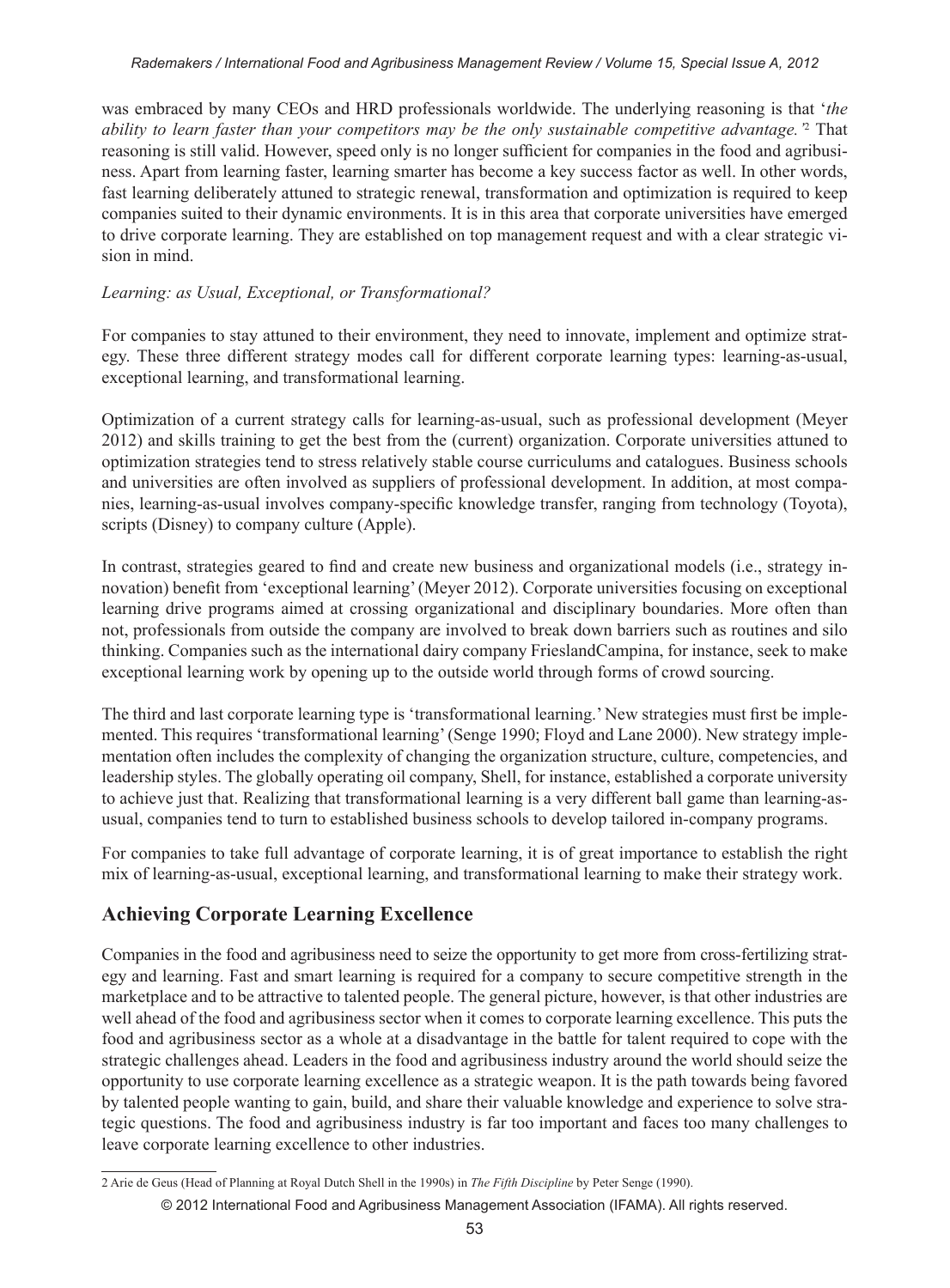was embraced by many CEOs and HRD professionals worldwide. The underlying reasoning is that '*the ability to learn faster than your competitors may be the only sustainable competitive advantage.*'[2] That reasoning is still valid. However, speed only is no longer sufficient for companies in the food and agribusiness. Apart from learning faster, learning smarter has become a key success factor as well. In other words, fast learning deliberately attuned to strategic renewal, transformation and optimization is required to keep companies suited to their dynamic environments. It is in this area that corporate universities have emerged to drive corporate learning. They are established on top management request and with a clear strategic vision in mind.

*Learning: as Usual, Exceptional, or Transformational?*

For companies to stay attuned to their environment, they need to innovate, implement and optimize strategy. These three different strategy modes call for different corporate learning types: learning-as-usual, exceptional learning, and transformational learning.

Optimization of a current strategy calls for learning-as-usual, such as professional development (Meyer 2012) and skills training to get the best from the (current) organization. Corporate universities attuned to optimization strategies tend to stress relatively stable course curriculums and catalogues. Business schools and universities are often involved as suppliers of professional development. In addition, at most companies, learning-as-usual involves company-specific knowledge transfer, ranging from technology (Toyota), scripts (Disney) to company culture (Apple).

In contrast, strategies geared to find and create new business and organizational models (i.e., strategy innovation) benefit from 'exceptional learning' (Meyer 2012). Corporate universities focusing on exceptional learning drive programs aimed at crossing organizational and disciplinary boundaries. More often than not, professionals from outside the company are involved to break down barriers such as routines and silo thinking. Companies such as the international dairy company FrieslandCampina, for instance, seek to make exceptional learning work by opening up to the outside world through forms of crowd sourcing.

The third and last corporate learning type is 'transformational learning.' New strategies must first be implemented. This requires 'transformational learning' (Senge 1990; Floyd and Lane 2000). New strategy implementation often includes the complexity of changing the organization structure, culture, competencies, and leadership styles. The globally operating oil company, Shell, for instance, established a corporate university to achieve just that. Realizing that transformational learning is a very different ball game than learning-as-usual, companies tend to turn to established business schools to develop tailored in-company programs.

For companies to take full advantage of corporate learning, it is of great importance to establish the right mix of learning-as-usual, exceptional learning, and transformational learning to make their strategy work.

## Achieving Corporate Learning Excellence

Companies in the food and agribusiness need to seize the opportunity to get more from cross-fertilizing strategy and learning. Fast and smart learning is required for a company to secure competitive strength in the marketplace and to be attractive to talented people. The general picture, however, is that other industries are well ahead of the food and agribusiness sector when it comes to corporate learning excellence. This puts the food and agribusiness sector as a whole at a disadvantage in the battle for talent required to cope with the strategic challenges ahead. Leaders in the food and agribusiness industry around the world should seize the opportunity to use corporate learning excellence as a strategic weapon. It is the path towards being favored by talented people wanting to gain, build, and share their valuable knowledge and experience to solve strategic questions. The food and agribusiness industry is far too important and faces too many challenges to leave corporate learning excellence to other industries.

---

[2] Arie de Geus (Head of Planning at Royal Dutch Shell in the 1990s) in *The Fifth Discipline* by Peter Senge (1990).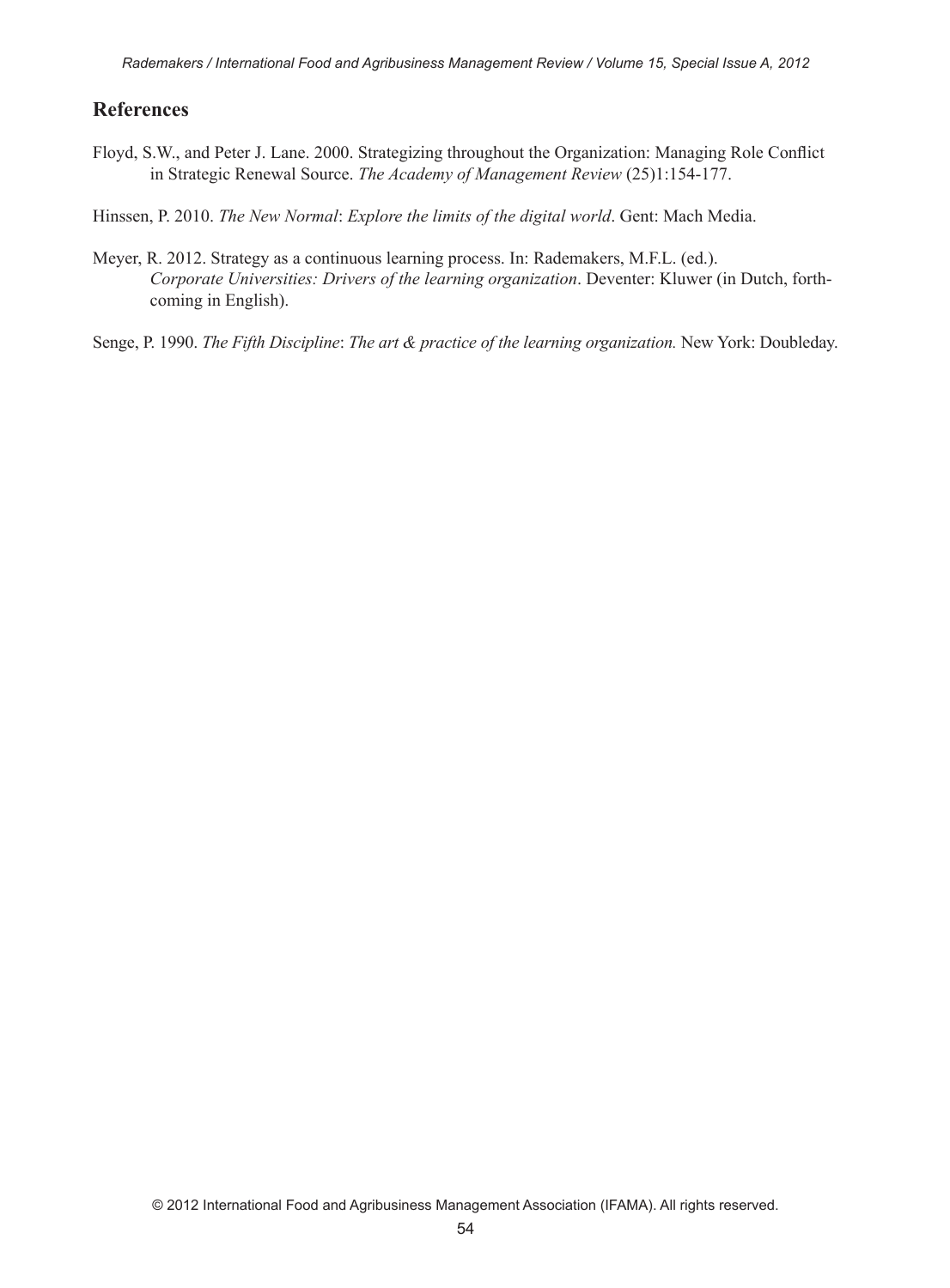## References

Floyd, S.W., and Peter J. Lane. 2000. Strategizing throughout the Organization: Managing Role Conflict in Strategic Renewal Source. *The Academy of Management Review* (25)1:154-177.

Hinssen, P. 2010. *The New Normal*: *Explore the limits of the digital world*. Gent: Mach Media.

Meyer, R. 2012. Strategy as a continuous learning process. In: Rademakers, M.F.L. (ed.). *Corporate Universities: Drivers of the learning organization*. Deventer: Kluwer (in Dutch, forthcoming in English).

Senge, P. 1990. *The Fifth Discipline*: *The art & practice of the learning organization.* New York: Doubleday.